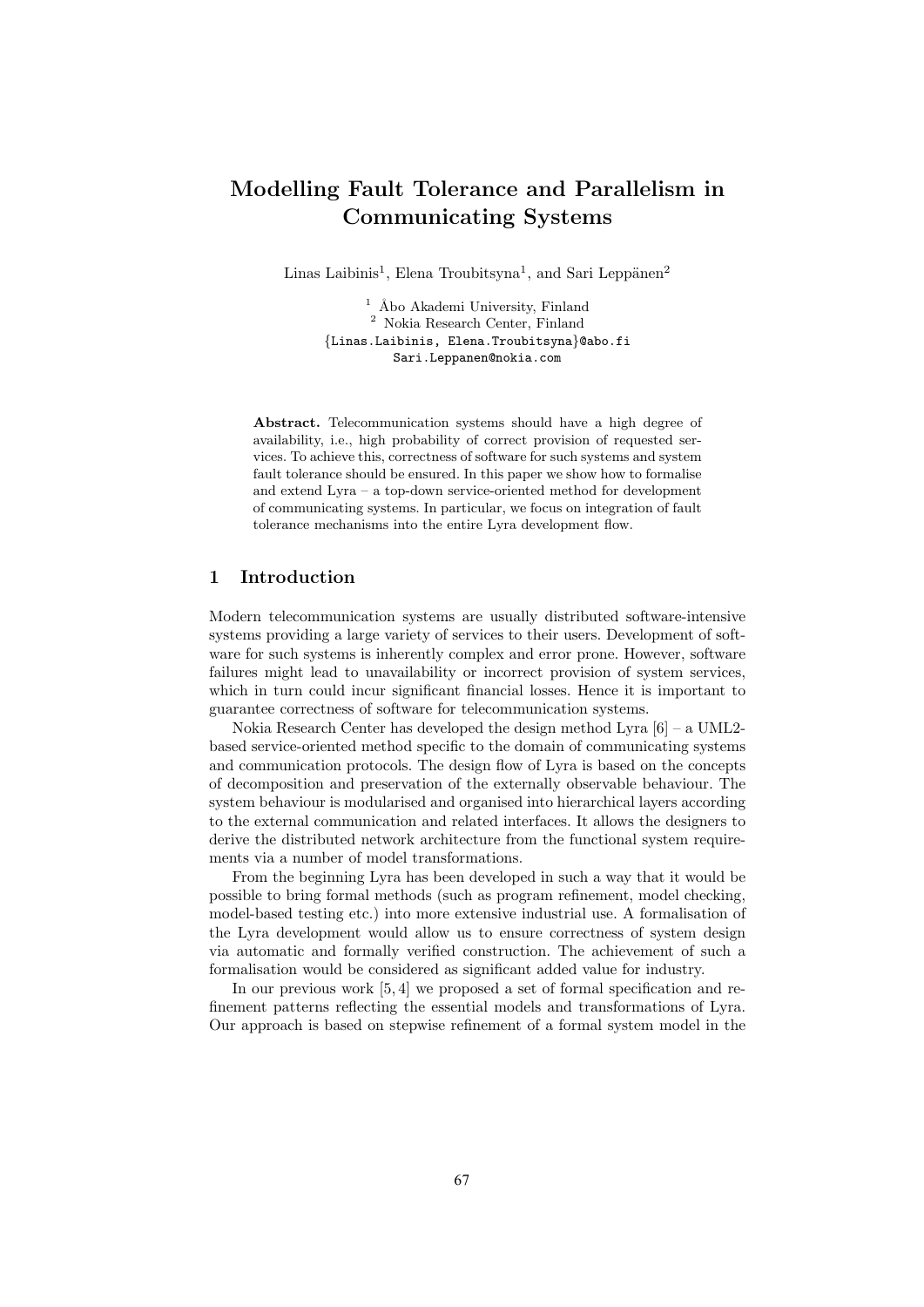# Modelling Fault Tolerance and Parallelism in Communicating Systems

Linas Laibinis[1], Elena Troubitsyna[1], and Sari Leppänen[2]

[1] Åbo Akademi University, Finland
[2] Nokia Research Center, Finland
{Linas.Laibinis, Elena.Troubitsyna}@abo.fi
Sari.Leppanen@nokia.com

**Abstract.** Telecommunication systems should have a high degree of availability, i.e., high probability of correct provision of requested services. To achieve this, correctness of software for such systems and system fault tolerance should be ensured. In this paper we show how to formalise and extend Lyra – a top-down service-oriented method for development of communicating systems. In particular, we focus on integration of fault tolerance mechanisms into the entire Lyra development flow.

## 1 Introduction

Modern telecommunication systems are usually distributed software-intensive systems providing a large variety of services to their users. Development of software for such systems is inherently complex and error prone. However, software failures might lead to unavailability or incorrect provision of system services, which in turn could incur significant financial losses. Hence it is important to guarantee correctness of software for telecommunication systems.

Nokia Research Center has developed the design method Lyra [6] – a UML2-based service-oriented method specific to the domain of communicating systems and communication protocols. The design flow of Lyra is based on the concepts of decomposition and preservation of the externally observable behaviour. The system behaviour is modularised and organised into hierarchical layers according to the external communication and related interfaces. It allows the designers to derive the distributed network architecture from the functional system requirements via a number of model transformations.

From the beginning Lyra has been developed in such a way that it would be possible to bring formal methods (such as program refinement, model checking, model-based testing etc.) into more extensive industrial use. A formalisation of the Lyra development would allow us to ensure correctness of system design via automatic and formally verified construction. The achievement of such a formalisation would be considered as significant added value for industry.

In our previous work [5, 4] we proposed a set of formal specification and refinement patterns reflecting the essential models and transformations of Lyra. Our approach is based on stepwise refinement of a formal system model in the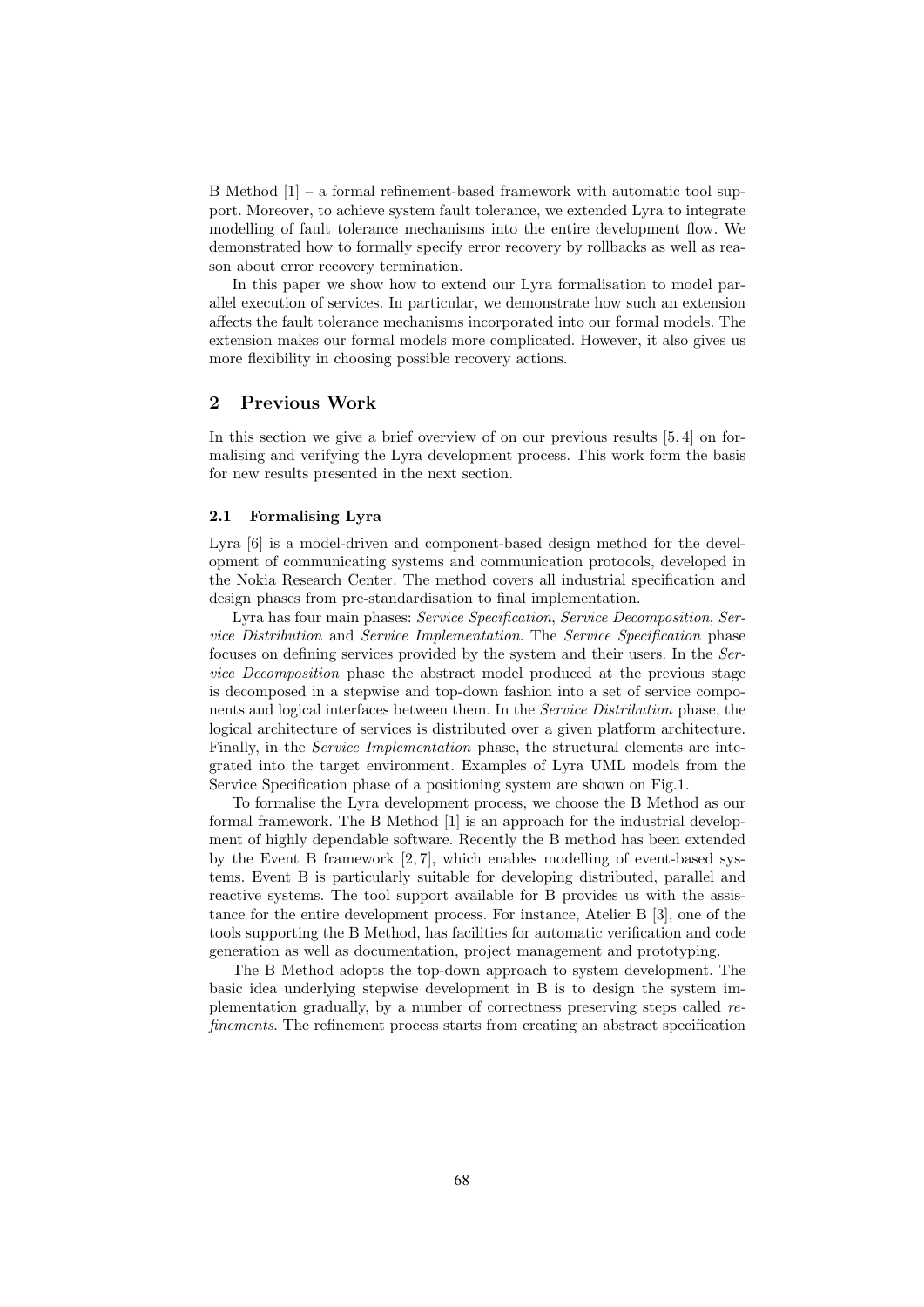B Method [1] – a formal refinement-based framework with automatic tool support. Moreover, to achieve system fault tolerance, we extended Lyra to integrate modelling of fault tolerance mechanisms into the entire development flow. We demonstrated how to formally specify error recovery by rollbacks as well as reason about error recovery termination.

In this paper we show how to extend our Lyra formalisation to model parallel execution of services. In particular, we demonstrate how such an extension affects the fault tolerance mechanisms incorporated into our formal models. The extension makes our formal models more complicated. However, it also gives us more flexibility in choosing possible recovery actions.

## 2 Previous Work

In this section we give a brief overview of on our previous results [5, 4] on formalising and verifying the Lyra development process. This work form the basis for new results presented in the next section.

### 2.1 Formalising Lyra

Lyra [6] is a model-driven and component-based design method for the development of communicating systems and communication protocols, developed in the Nokia Research Center. The method covers all industrial specification and design phases from pre-standardisation to final implementation.

Lyra has four main phases: *Service Specification*, *Service Decomposition*, *Service Distribution* and *Service Implementation*. The *Service Specification* phase focuses on defining services provided by the system and their users. In the *Service Decomposition* phase the abstract model produced at the previous stage is decomposed in a stepwise and top-down fashion into a set of service components and logical interfaces between them. In the *Service Distribution* phase, the logical architecture of services is distributed over a given platform architecture. Finally, in the *Service Implementation* phase, the structural elements are integrated into the target environment. Examples of Lyra UML models from the Service Specification phase of a positioning system are shown on Fig.1.

To formalise the Lyra development process, we choose the B Method as our formal framework. The B Method [1] is an approach for the industrial development of highly dependable software. Recently the B method has been extended by the Event B framework [2, 7], which enables modelling of event-based systems. Event B is particularly suitable for developing distributed, parallel and reactive systems. The tool support available for B provides us with the assistance for the entire development process. For instance, Atelier B [3], one of the tools supporting the B Method, has facilities for automatic verification and code generation as well as documentation, project management and prototyping.

The B Method adopts the top-down approach to system development. The basic idea underlying stepwise development in B is to design the system implementation gradually, by a number of correctness preserving steps called *refinements*. The refinement process starts from creating an abstract specification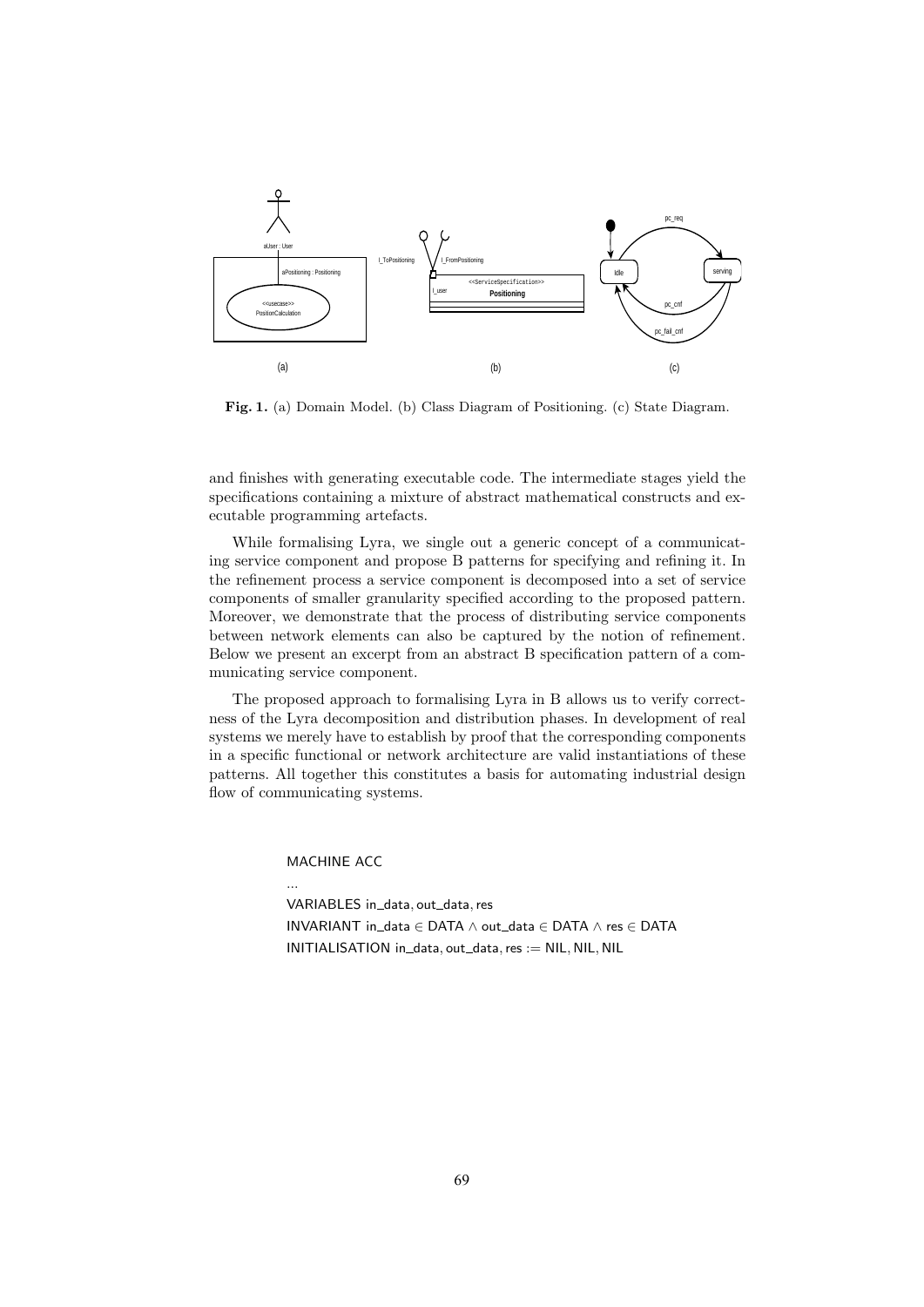**Fig. 1.** (a) Domain Model. (b) Class Diagram of Positioning. (c) State Diagram.

and finishes with generating executable code. The intermediate stages yield the specifications containing a mixture of abstract mathematical constructs and executable programming artefacts.

While formalising Lyra, we single out a generic concept of a communicating service component and propose B patterns for specifying and refining it. In the refinement process a service component is decomposed into a set of service components of smaller granularity specified according to the proposed pattern. Moreover, we demonstrate that the process of distributing service components between network elements can also be captured by the notion of refinement. Below we present an excerpt from an abstract B specification pattern of a communicating service component.

The proposed approach to formalising Lyra in B allows us to verify correctness of the Lyra decomposition and distribution phases. In development of real systems we merely have to establish by proof that the corresponding components in a specific functional or network architecture are valid instantiations of these patterns. All together this constitutes a basis for automating industrial design flow of communicating systems.

```
MACHINE ACC
...
VARIABLES in_data, out_data, res
INVARIANT in_data ∈ DATA ∧ out_data ∈ DATA ∧ res ∈ DATA
INITIALISATION in_data, out_data, res := NIL, NIL, NIL
```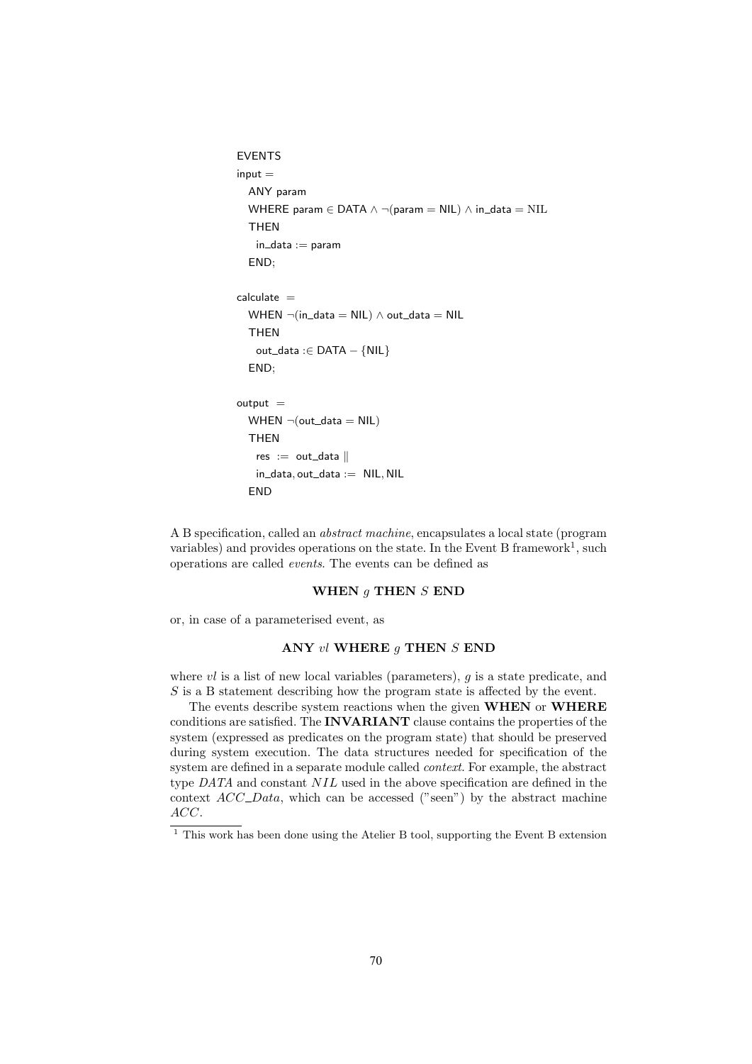```
EVENTS
input =
  ANY param
  WHERE param ∈ DATA ∧ ¬(param = NIL) ∧ in_data = NIL
  THEN
    in_data := param
  END;

calculate =
  WHEN ¬(in_data = NIL) ∧ out_data = NIL
  THEN
    out_data :∈ DATA − {NIL}
  END;

output =
  WHEN ¬(out_data = NIL)
  THEN
    res := out_data ||
    in_data, out_data := NIL, NIL
  END
```

A B specification, called an *abstract machine*, encapsulates a local state (program variables) and provides operations on the state. In the Event B framework[1], such operations are called *events*. The events can be defined as

**WHEN** $g$ **THEN** $S$ **END**

or, in case of a parameterised event, as

**ANY** $vl$ **WHERE** $g$ **THEN** $S$ **END**

where $vl$ is a list of new local variables (parameters), $g$ is a state predicate, and $S$ is a B statement describing how the program state is affected by the event.

The events describe system reactions when the given **WHEN** or **WHERE** conditions are satisfied. The **INVARIANT** clause contains the properties of the system (expressed as predicates on the program state) that should be preserved during system execution. The data structures needed for specification of the system are defined in a separate module called *context*. For example, the abstract type $DATA$ and constant $NIL$ used in the above specification are defined in the context $ACC\_Data$, which can be accessed ("seen") by the abstract machine $ACC$.

[1] This work has been done using the Atelier B tool, supporting the Event B extension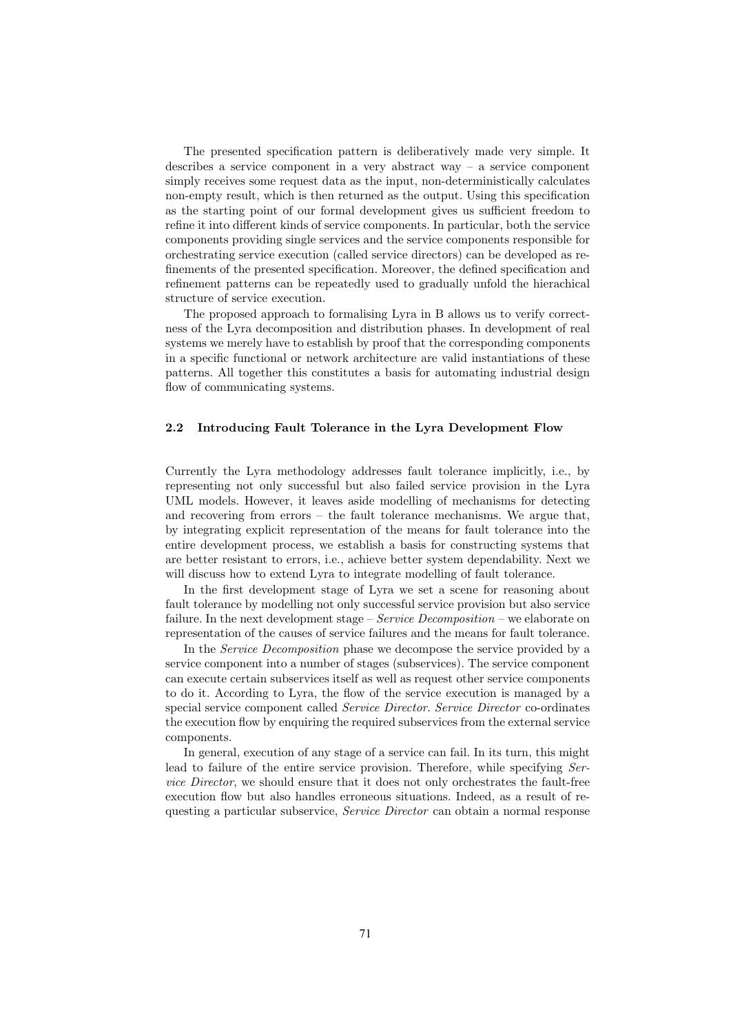The presented specification pattern is deliberatively made very simple. It describes a service component in a very abstract way – a service component simply receives some request data as the input, non-deterministically calculates non-empty result, which is then returned as the output. Using this specification as the starting point of our formal development gives us sufficient freedom to refine it into different kinds of service components. In particular, both the service components providing single services and the service components responsible for orchestrating service execution (called service directors) can be developed as refinements of the presented specification. Moreover, the defined specification and refinement patterns can be repeatedly used to gradually unfold the hierachical structure of service execution.

The proposed approach to formalising Lyra in B allows us to verify correctness of the Lyra decomposition and distribution phases. In development of real systems we merely have to establish by proof that the corresponding components in a specific functional or network architecture are valid instantiations of these patterns. All together this constitutes a basis for automating industrial design flow of communicating systems.

### 2.2 Introducing Fault Tolerance in the Lyra Development Flow

Currently the Lyra methodology addresses fault tolerance implicitly, i.e., by representing not only successful but also failed service provision in the Lyra UML models. However, it leaves aside modelling of mechanisms for detecting and recovering from errors – the fault tolerance mechanisms. We argue that, by integrating explicit representation of the means for fault tolerance into the entire development process, we establish a basis for constructing systems that are better resistant to errors, i.e., achieve better system dependability. Next we will discuss how to extend Lyra to integrate modelling of fault tolerance.

In the first development stage of Lyra we set a scene for reasoning about fault tolerance by modelling not only successful service provision but also service failure. In the next development stage – *Service Decomposition* – we elaborate on representation of the causes of service failures and the means for fault tolerance.

In the *Service Decomposition* phase we decompose the service provided by a service component into a number of stages (subservices). The service component can execute certain subservices itself as well as request other service components to do it. According to Lyra, the flow of the service execution is managed by a special service component called *Service Director*. *Service Director* co-ordinates the execution flow by enquiring the required subservices from the external service components.

In general, execution of any stage of a service can fail. In its turn, this might lead to failure of the entire service provision. Therefore, while specifying *Service Director*, we should ensure that it does not only orchestrates the fault-free execution flow but also handles erroneous situations. Indeed, as a result of requesting a particular subservice, *Service Director* can obtain a normal response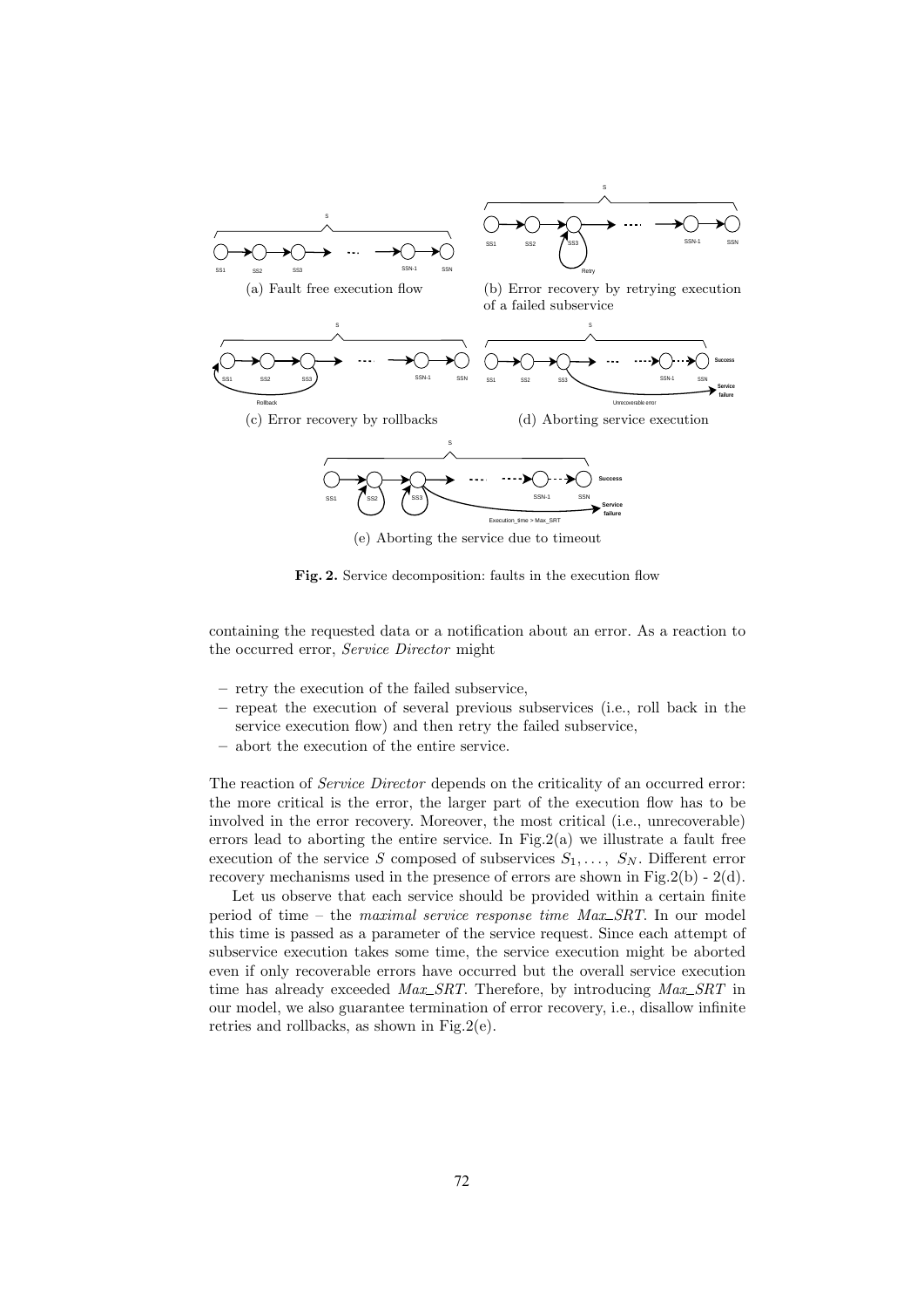(a) Fault free execution flow

(b) Error recovery by retrying execution of a failed subservice

(c) Error recovery by rollbacks

(d) Aborting service execution

(e) Aborting the service due to timeout

**Fig. 2.** Service decomposition: faults in the execution flow

containing the requested data or a notification about an error. As a reaction to the occurred error, *Service Director* might

- retry the execution of the failed subservice,
- repeat the execution of several previous subservices (i.e., roll back in the service execution flow) and then retry the failed subservice,
- abort the execution of the entire service.

The reaction of *Service Director* depends on the criticality of an occurred error: the more critical is the error, the larger part of the execution flow has to be involved in the error recovery. Moreover, the most critical (i.e., unrecoverable) errors lead to aborting the entire service. In Fig.2(a) we illustrate a fault free execution of the service $S$ composed of subservices $S_1, \ldots, S_N$. Different error recovery mechanisms used in the presence of errors are shown in Fig.2(b) - 2(d).

Let us observe that each service should be provided within a certain finite period of time – the *maximal service response time Max_SRT*. In our model this time is passed as a parameter of the service request. Since each attempt of subservice execution takes some time, the service execution might be aborted even if only recoverable errors have occurred but the overall service execution time has already exceeded *Max_SRT*. Therefore, by introducing *Max_SRT* in our model, we also guarantee termination of error recovery, i.e., disallow infinite retries and rollbacks, as shown in Fig.2(e).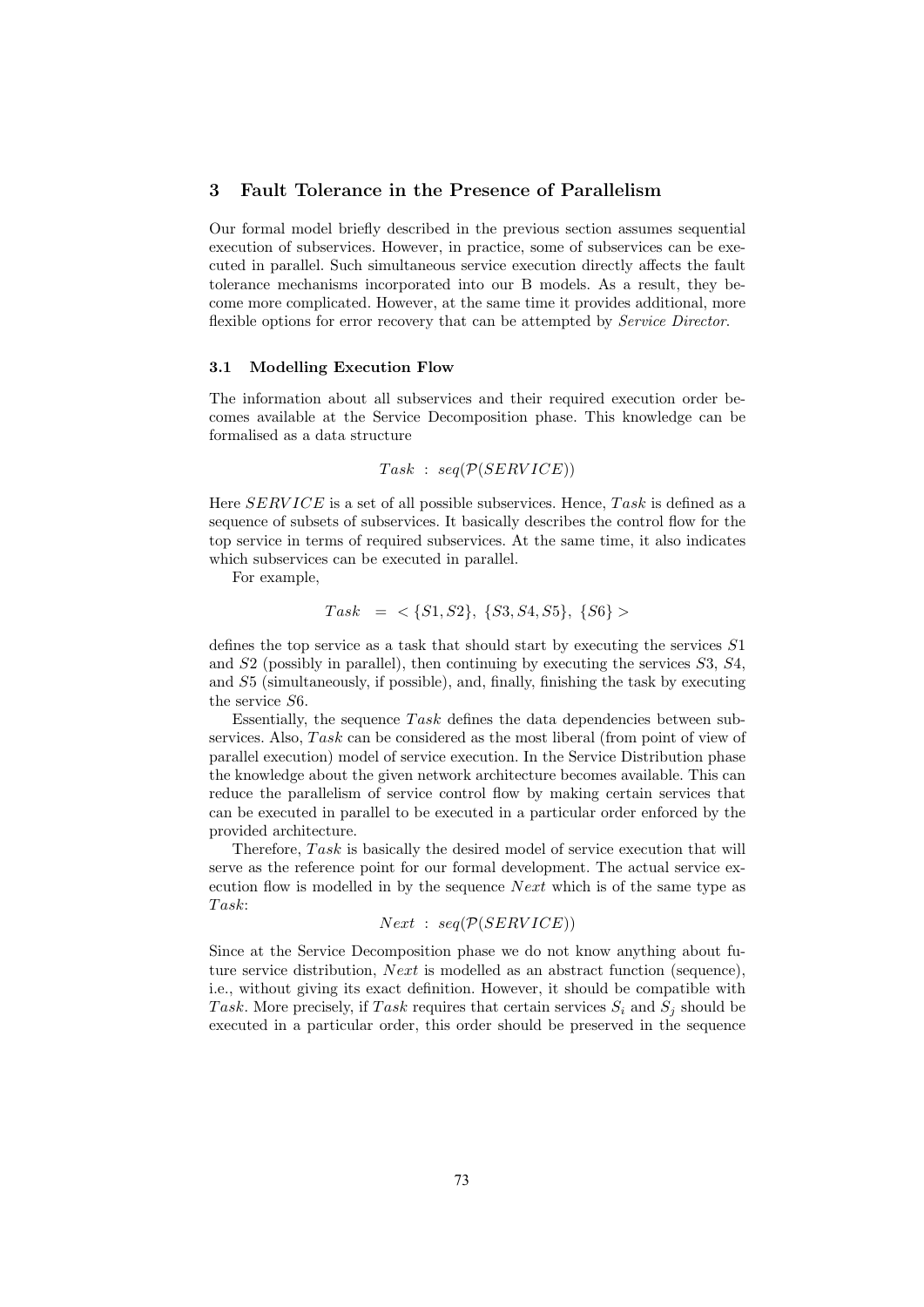## 3 Fault Tolerance in the Presence of Parallelism

Our formal model briefly described in the previous section assumes sequential execution of subservices. However, in practice, some of subservices can be executed in parallel. Such simultaneous service execution directly affects the fault tolerance mechanisms incorporated into our B models. As a result, they become more complicated. However, at the same time it provides additional, more flexible options for error recovery that can be attempted by *Service Director*.

### 3.1 Modelling Execution Flow

The information about all subservices and their required execution order becomes available at the Service Decomposition phase. This knowledge can be formalised as a data structure

$$Task \ : \ seq(\mathcal{P}(SERVICE))$$

Here $SERVICE$ is a set of all possible subservices. Hence, $Task$ is defined as a sequence of subsets of subservices. It basically describes the control flow for the top service in terms of required subservices. At the same time, it also indicates which subservices can be executed in parallel.

For example,

$$Task \ = \ < \{S1, S2\}, \ \{S3, S4, S5\}, \ \{S6\} >$$

defines the top service as a task that should start by executing the services $S1$ and $S2$ (possibly in parallel), then continuing by executing the services $S3$, $S4$, and $S5$ (simultaneously, if possible), and, finally, finishing the task by executing the service $S6$.

Essentially, the sequence $Task$ defines the data dependencies between subservices. Also, $Task$ can be considered as the most liberal (from point of view of parallel execution) model of service execution. In the Service Distribution phase the knowledge about the given network architecture becomes available. This can reduce the parallelism of service control flow by making certain services that can be executed in parallel to be executed in a particular order enforced by the provided architecture.

Therefore, $Task$ is basically the desired model of service execution that will serve as the reference point for our formal development. The actual service execution flow is modelled in by the sequence $Next$ which is of the same type as $Task$:

$$Next \ : \ seq(\mathcal{P}(SERVICE))$$

Since at the Service Decomposition phase we do not know anything about future service distribution, $Next$ is modelled as an abstract function (sequence), i.e., without giving its exact definition. However, it should be compatible with $Task$. More precisely, if $Task$ requires that certain services $S_i$ and $S_j$ should be executed in a particular order, this order should be preserved in the sequence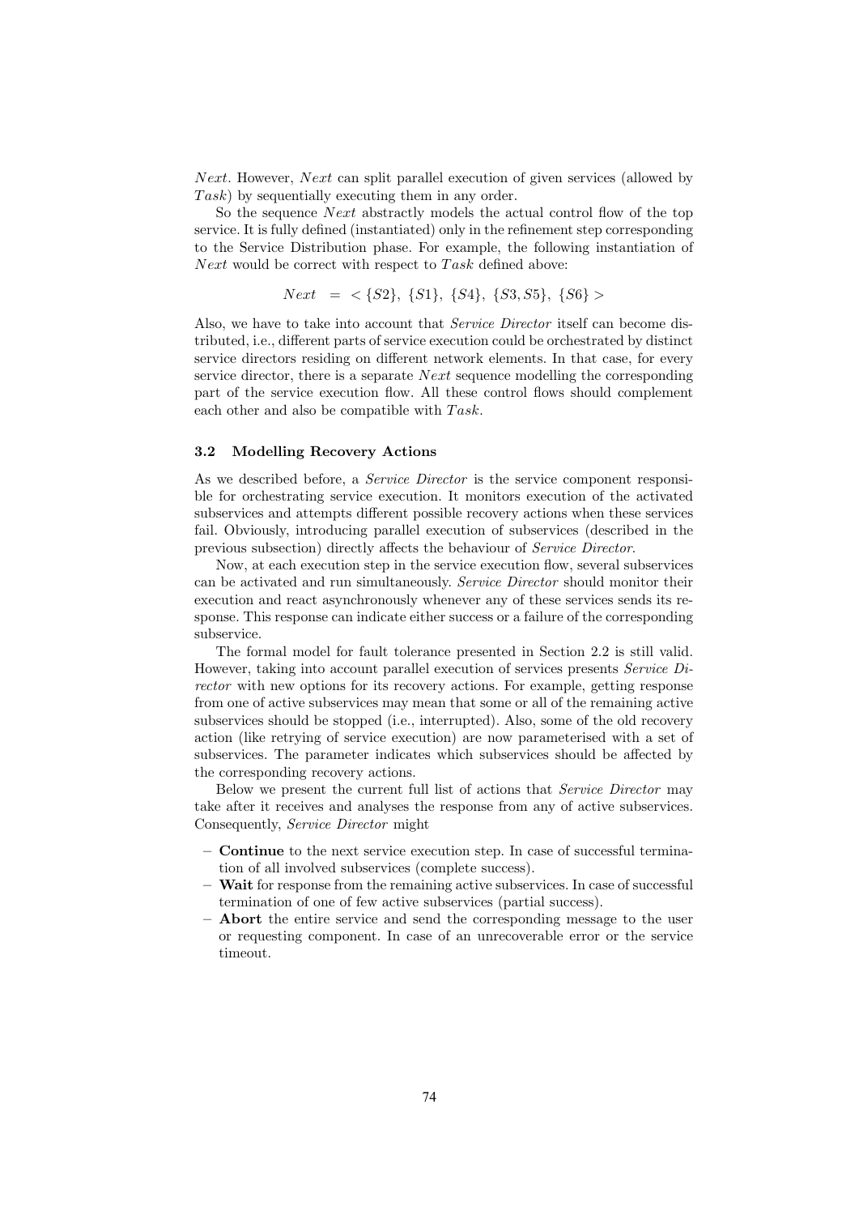*Next*. However, *Next* can split parallel execution of given services (allowed by *Task*) by sequentially executing them in any order.

So the sequence *Next* abstractly models the actual control flow of the top service. It is fully defined (instantiated) only in the refinement step corresponding to the Service Distribution phase. For example, the following instantiation of *Next* would be correct with respect to *Task* defined above:

$$Next \;\; = \; <\{S2\},\; \{S1\},\; \{S4\},\; \{S3, S5\},\; \{S6\}>$$

Also, we have to take into account that *Service Director* itself can become distributed, i.e., different parts of service execution could be orchestrated by distinct service directors residing on different network elements. In that case, for every service director, there is a separate *Next* sequence modelling the corresponding part of the service execution flow. All these control flows should complement each other and also be compatible with *Task*.

### 3.2 Modelling Recovery Actions

As we described before, a *Service Director* is the service component responsible for orchestrating service execution. It monitors execution of the activated subservices and attempts different possible recovery actions when these services fail. Obviously, introducing parallel execution of subservices (described in the previous subsection) directly affects the behaviour of *Service Director*.

Now, at each execution step in the service execution flow, several subservices can be activated and run simultaneously. *Service Director* should monitor their execution and react asynchronously whenever any of these services sends its response. This response can indicate either success or a failure of the corresponding subservice.

The formal model for fault tolerance presented in Section 2.2 is still valid. However, taking into account parallel execution of services presents *Service Director* with new options for its recovery actions. For example, getting response from one of active subservices may mean that some or all of the remaining active subservices should be stopped (i.e., interrupted). Also, some of the old recovery action (like retrying of service execution) are now parameterised with a set of subservices. The parameter indicates which subservices should be affected by the corresponding recovery actions.

Below we present the current full list of actions that *Service Director* may take after it receives and analyses the response from any of active subservices. Consequently, *Service Director* might

- **Continue** to the next service execution step. In case of successful termination of all involved subservices (complete success).
- **Wait** for response from the remaining active subservices. In case of successful termination of one of few active subservices (partial success).
- **Abort** the entire service and send the corresponding message to the user or requesting component. In case of an unrecoverable error or the service timeout.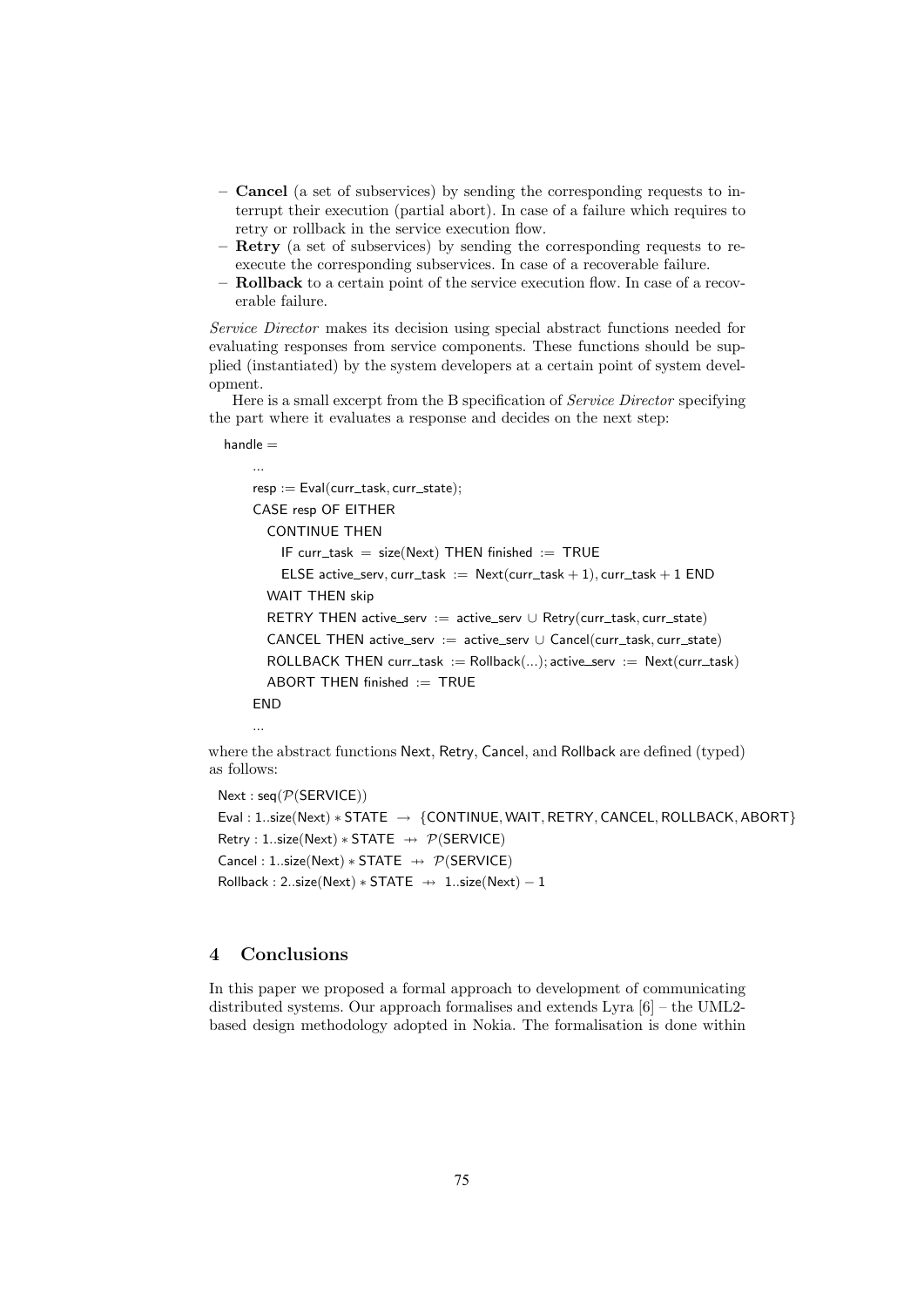- **Cancel** (a set of subservices) by sending the corresponding requests to interrupt their execution (partial abort). In case of a failure which requires to retry or rollback in the service execution flow.
- **Retry** (a set of subservices) by sending the corresponding requests to re-execute the corresponding subservices. In case of a recoverable failure.
- **Rollback** to a certain point of the service execution flow. In case of a recoverable failure.

*Service Director* makes its decision using special abstract functions needed for evaluating responses from service components. These functions should be supplied (instantiated) by the system developers at a certain point of system development.

Here is a small excerpt from the B specification of *Service Director* specifying the part where it evaluates a response and decides on the next step:

```
handle =
    ...
    resp := Eval(curr_task, curr_state);
    CASE resp OF EITHER
      CONTINUE THEN
        IF curr_task = size(Next) THEN finished := TRUE
        ELSE active_serv, curr_task := Next(curr_task + 1), curr_task + 1 END
      WAIT THEN skip
      RETRY THEN active_serv := active_serv ∪ Retry(curr_task, curr_state)
      CANCEL THEN active_serv := active_serv ∪ Cancel(curr_task, curr_state)
      ROLLBACK THEN curr_task := Rollback(...); active_serv := Next(curr_task)
      ABORT THEN finished := TRUE
    END
    ...
```

where the abstract functions Next, Retry, Cancel, and Rollback are defined (typed) as follows:

$\mathsf{Next} : \mathsf{seq}(\mathcal{P}(\mathsf{SERVICE}))$

$\mathsf{Eval} : 1..\mathsf{size}(\mathsf{Next}) * \mathsf{STATE} \rightarrow \{\mathsf{CONTINUE}, \mathsf{WAIT}, \mathsf{RETRY}, \mathsf{CANCEL}, \mathsf{ROLLBACK}, \mathsf{ABORT}\}$

$\mathsf{Retry} : 1..\mathsf{size}(\mathsf{Next}) * \mathsf{STATE} \nrightarrow \mathcal{P}(\mathsf{SERVICE})$

$\mathsf{Cancel} : 1..\mathsf{size}(\mathsf{Next}) * \mathsf{STATE} \nrightarrow \mathcal{P}(\mathsf{SERVICE})$

$\mathsf{Rollback} : 2..\mathsf{size}(\mathsf{Next}) * \mathsf{STATE} \nrightarrow 1..\mathsf{size}(\mathsf{Next}) - 1$

## 4 Conclusions

In this paper we proposed a formal approach to development of communicating distributed systems. Our approach formalises and extends Lyra [6] – the UML2-based design methodology adopted in Nokia. The formalisation is done within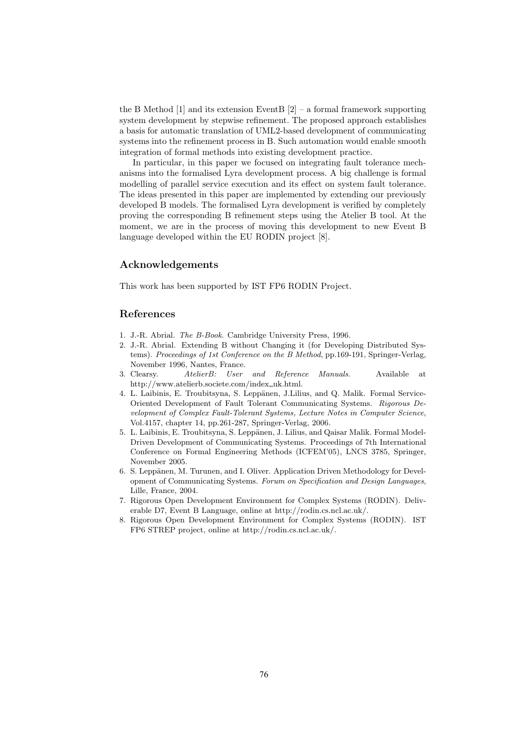the B Method [1] and its extension EventB [2] – a formal framework supporting system development by stepwise refinement. The proposed approach establishes a basis for automatic translation of UML2-based development of communicating systems into the refinement process in B. Such automation would enable smooth integration of formal methods into existing development practice.

In particular, in this paper we focused on integrating fault tolerance mechanisms into the formalised Lyra development process. A big challenge is formal modelling of parallel service execution and its effect on system fault tolerance. The ideas presented in this paper are implemented by extending our previously developed B models. The formalised Lyra development is verified by completely proving the corresponding B refinement steps using the Atelier B tool. At the moment, we are in the process of moving this development to new Event B language developed within the EU RODIN project [8].

## Acknowledgements

This work has been supported by IST FP6 RODIN Project.

## References

1. J.-R. Abrial. *The B-Book*. Cambridge University Press, 1996.
2. J.-R. Abrial. Extending B without Changing it (for Developing Distributed Systems). *Proceedings of 1st Conference on the B Method*, pp.169-191, Springer-Verlag, November 1996, Nantes, France.
3. Clearsy. *AtelierB: User and Reference Manuals*. Available at http://www.atelierb.societe.com/index_uk.html.
4. L. Laibinis, E. Troubitsyna, S. Leppänen, J.Lilius, and Q. Malik. Formal Service-Oriented Development of Fault Tolerant Communicating Systems. *Rigorous Development of Complex Fault-Tolerant Systems, Lecture Notes in Computer Science*, Vol.4157, chapter 14, pp.261-287, Springer-Verlag, 2006.
5. L. Laibinis, E. Troubitsyna, S. Leppänen, J. Lilius, and Qaisar Malik. Formal Model-Driven Development of Communicating Systems. Proceedings of 7th International Conference on Formal Engineering Methods (ICFEM'05), LNCS 3785, Springer, November 2005.
6. S. Leppänen, M. Turunen, and I. Oliver. Application Driven Methodology for Development of Communicating Systems. *Forum on Specification and Design Languages*, Lille, France, 2004.
7. Rigorous Open Development Environment for Complex Systems (RODIN). Deliverable D7, Event B Language, online at http://rodin.cs.ncl.ac.uk/.
8. Rigorous Open Development Environment for Complex Systems (RODIN). IST FP6 STREP project, online at http://rodin.cs.ncl.ac.uk/.